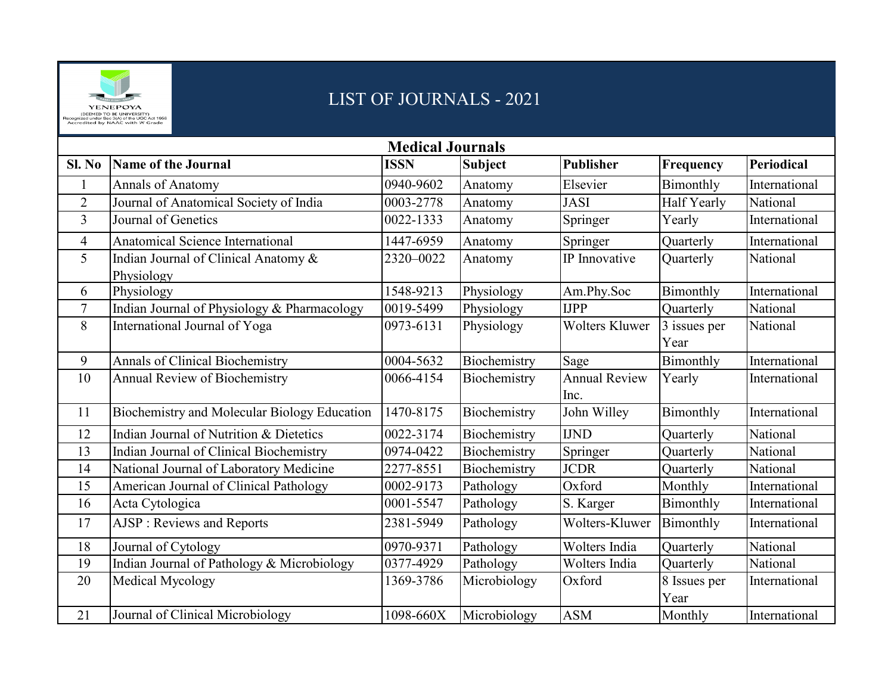# LIST OF JOURNALS - 2021

## Medical Journals

| Sl. No | Name of the Journal | ISSN | Subject | Publisher | Frequency | Periodical |
|---|---|---|---|---|---|---|
| 1 | Annals of Anatomy | 0940-9602 | Anatomy | Elsevier | Bimonthly | International |
| 2 | Journal of Anatomical Society of India | 0003-2778 | Anatomy | JASI | Half Yearly | National |
| 3 | Journal of Genetics | 0022-1333 | Anatomy | Springer | Yearly | International |
| 4 | Anatomical Science International | 1447-6959 | Anatomy | Springer | Quarterly | International |
| 5 | Indian Journal of Clinical Anatomy & Physiology | 2320–0022 | Anatomy | IP Innovative | Quarterly | National |
| 6 | Physiology | 1548-9213 | Physiology | Am.Phy.Soc | Bimonthly | International |
| 7 | Indian Journal of Physiology & Pharmacology | 0019-5499 | Physiology | IJPP | Quarterly | National |
| 8 | International Journal of Yoga | 0973-6131 | Physiology | Wolters Kluwer | 3 issues per Year | National |
| 9 | Annals of Clinical Biochemistry | 0004-5632 | Biochemistry | Sage | Bimonthly | International |
| 10 | Annual Review of Biochemistry | 0066-4154 | Biochemistry | Annual Review Inc. | Yearly | International |
| 11 | Biochemistry and Molecular Biology Education | 1470-8175 | Biochemistry | John Willey | Bimonthly | International |
| 12 | Indian Journal of Nutrition & Dietetics | 0022-3174 | Biochemistry | IJND | Quarterly | National |
| 13 | Indian Journal of Clinical Biochemistry | 0974-0422 | Biochemistry | Springer | Quarterly | National |
| 14 | National Journal of Laboratory Medicine | 2277-8551 | Biochemistry | JCDR | Quarterly | National |
| 15 | American Journal of Clinical Pathology | 0002-9173 | Pathology | Oxford | Monthly | International |
| 16 | Acta Cytologica | 0001-5547 | Pathology | S. Karger | Bimonthly | International |
| 17 | AJSP : Reviews and Reports | 2381-5949 | Pathology | Wolters-Kluwer | Bimonthly | International |
| 18 | Journal of Cytology | 0970-9371 | Pathology | Wolters India | Quarterly | National |
| 19 | Indian Journal of Pathology & Microbiology | 0377-4929 | Pathology | Wolters India | Quarterly | National |
| 20 | Medical Mycology | 1369-3786 | Microbiology | Oxford | 8 Issues per Year | International |
| 21 | Journal of Clinical Microbiology | 1098-660X | Microbiology | ASM | Monthly | International |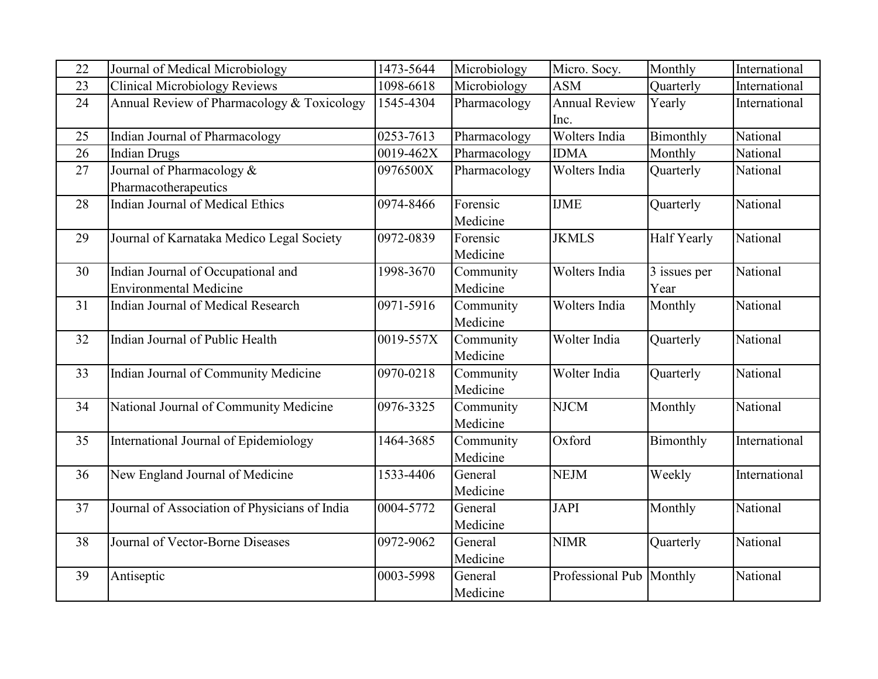| 22 | Journal of Medical Microbiology | 1473-5644 | Microbiology | Micro. Socy. | Monthly | International |
|---|---|---|---|---|---|---|
| 23 | Clinical Microbiology Reviews | 1098-6618 | Microbiology | ASM | Quarterly | International |
| 24 | Annual Review of Pharmacology & Toxicology | 1545-4304 | Pharmacology | Annual Review Inc. | Yearly | International |
| 25 | Indian Journal of Pharmacology | 0253-7613 | Pharmacology | Wolters India | Bimonthly | National |
| 26 | Indian Drugs | 0019-462X | Pharmacology | IDMA | Monthly | National |
| 27 | Journal of Pharmacology & Pharmacotherapeutics | 0976500X | Pharmacology | Wolters India | Quarterly | National |
| 28 | Indian Journal of Medical Ethics | 0974-8466 | Forensic Medicine | IJME | Quarterly | National |
| 29 | Journal of Karnataka Medico Legal Society | 0972-0839 | Forensic Medicine | JKMLS | Half Yearly | National |
| 30 | Indian Journal of Occupational and Environmental Medicine | 1998-3670 | Community Medicine | Wolters India | 3 issues per Year | National |
| 31 | Indian Journal of Medical Research | 0971-5916 | Community Medicine | Wolters India | Monthly | National |
| 32 | Indian Journal of Public Health | 0019-557X | Community Medicine | Wolter India | Quarterly | National |
| 33 | Indian Journal of Community Medicine | 0970-0218 | Community Medicine | Wolter India | Quarterly | National |
| 34 | National Journal of Community Medicine | 0976-3325 | Community Medicine | NJCM | Monthly | National |
| 35 | International Journal of Epidemiology | 1464-3685 | Community Medicine | Oxford | Bimonthly | International |
| 36 | New England Journal of Medicine | 1533-4406 | General Medicine | NEJM | Weekly | International |
| 37 | Journal of Association of Physicians of India | 0004-5772 | General Medicine | JAPI | Monthly | National |
| 38 | Journal of Vector-Borne Diseases | 0972-9062 | General Medicine | NIMR | Quarterly | National |
| 39 | Antiseptic | 0003-5998 | General Medicine | Professional Pub | Monthly | National |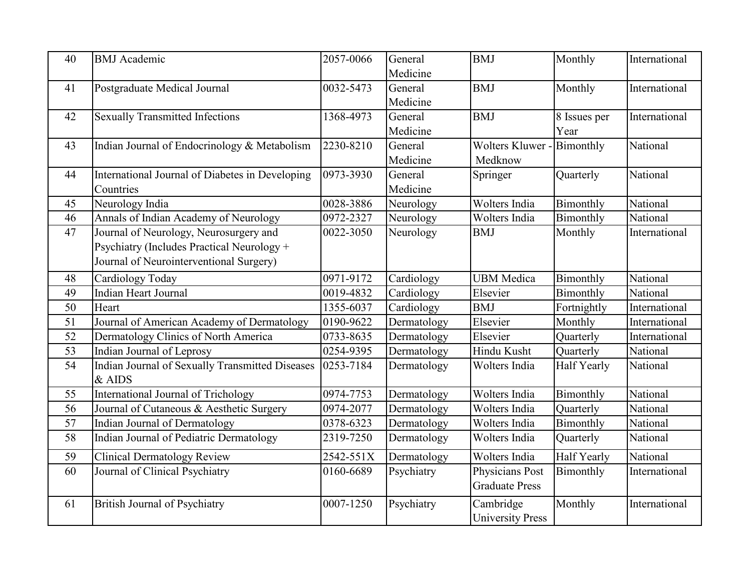| 40 | BMJ Academic | 2057-0066 | General Medicine | BMJ | Monthly | International |
|---|---|---|---|---|---|---|
| 41 | Postgraduate Medical Journal | 0032-5473 | General Medicine | BMJ | Monthly | International |
| 42 | Sexually Transmitted Infections | 1368-4973 | General Medicine | BMJ | 8 Issues per Year | International |
| 43 | Indian Journal of Endocrinology & Metabolism | 2230-8210 | General Medicine | Wolters Kluwer - Medknow | Bimonthly | National |
| 44 | International Journal of Diabetes in Developing Countries | 0973-3930 | General Medicine | Springer | Quarterly | National |
| 45 | Neurology India | 0028-3886 | Neurology | Wolters India | Bimonthly | National |
| 46 | Annals of Indian Academy of Neurology | 0972-2327 | Neurology | Wolters India | Bimonthly | National |
| 47 | Journal of Neurology, Neurosurgery and Psychiatry (Includes Practical Neurology + Journal of Neurointerventional Surgery) | 0022-3050 | Neurology | BMJ | Monthly | International |
| 48 | Cardiology Today | 0971-9172 | Cardiology | UBM Medica | Bimonthly | National |
| 49 | Indian Heart Journal | 0019-4832 | Cardiology | Elsevier | Bimonthly | National |
| 50 | Heart | 1355-6037 | Cardiology | BMJ | Fortnightly | International |
| 51 | Journal of American Academy of Dermatology | 0190-9622 | Dermatology | Elsevier | Monthly | International |
| 52 | Dermatology Clinics of North America | 0733-8635 | Dermatology | Elsevier | Quarterly | International |
| 53 | Indian Journal of Leprosy | 0254-9395 | Dermatology | Hindu Kusht | Quarterly | National |
| 54 | Indian Journal of Sexually Transmitted Diseases & AIDS | 0253-7184 | Dermatology | Wolters India | Half Yearly | National |
| 55 | International Journal of Trichology | 0974-7753 | Dermatology | Wolters India | Bimonthly | National |
| 56 | Journal of Cutaneous & Aesthetic Surgery | 0974-2077 | Dermatology | Wolters India | Quarterly | National |
| 57 | Indian Journal of Dermatology | 0378-6323 | Dermatology | Wolters India | Bimonthly | National |
| 58 | Indian Journal of Pediatric Dermatology | 2319-7250 | Dermatology | Wolters India | Quarterly | National |
| 59 | Clinical Dermatology Review | 2542-551X | Dermatology | Wolters India | Half Yearly | National |
| 60 | Journal of Clinical Psychiatry | 0160-6689 | Psychiatry | Physicians Post Graduate Press | Bimonthly | International |
| 61 | British Journal of Psychiatry | 0007-1250 | Psychiatry | Cambridge University Press | Monthly | International |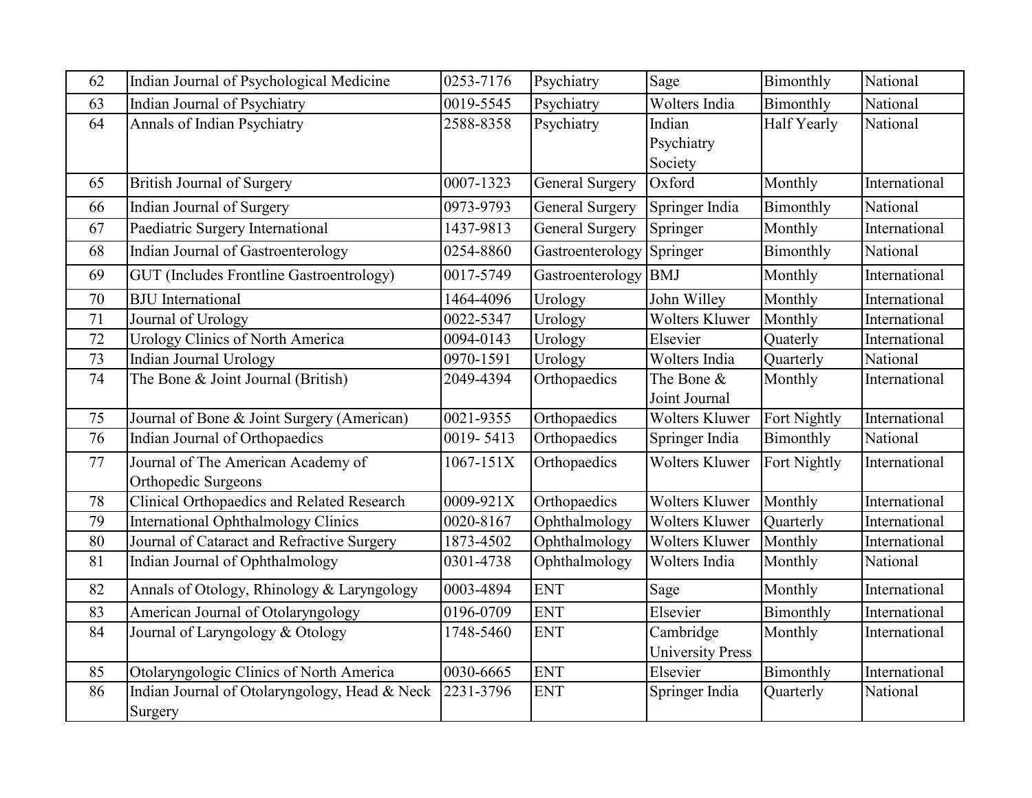| 62 | Indian Journal of Psychological Medicine | 0253-7176 | Psychiatry | Sage | Bimonthly | National |
|---|---|---|---|---|---|---|
| 63 | Indian Journal of Psychiatry | 0019-5545 | Psychiatry | Wolters India | Bimonthly | National |
| 64 | Annals of Indian Psychiatry | 2588-8358 | Psychiatry | Indian Psychiatry Society | Half Yearly | National |
| 65 | British Journal of Surgery | 0007-1323 | General Surgery | Oxford | Monthly | International |
| 66 | Indian Journal of Surgery | 0973-9793 | General Surgery | Springer India | Bimonthly | National |
| 67 | Paediatric Surgery International | 1437-9813 | General Surgery | Springer | Monthly | International |
| 68 | Indian Journal of Gastroenterology | 0254-8860 | Gastroenterology | Springer | Bimonthly | National |
| 69 | GUT (Includes Frontline Gastroentrology) | 0017-5749 | Gastroenterology | BMJ | Monthly | International |
| 70 | BJU International | 1464-4096 | Urology | John Willey | Monthly | International |
| 71 | Journal of Urology | 0022-5347 | Urology | Wolters Kluwer | Monthly | International |
| 72 | Urology Clinics of North America | 0094-0143 | Urology | Elsevier | Quaterly | International |
| 73 | Indian Journal Urology | 0970-1591 | Urology | Wolters India | Quarterly | National |
| 74 | The Bone & Joint Journal (British) | 2049-4394 | Orthopaedics | The Bone & Joint Journal | Monthly | International |
| 75 | Journal of Bone & Joint Surgery (American) | 0021-9355 | Orthopaedics | Wolters Kluwer | Fort Nightly | International |
| 76 | Indian Journal of Orthopaedics | 0019- 5413 | Orthopaedics | Springer India | Bimonthly | National |
| 77 | Journal of The American Academy of Orthopedic Surgeons | 1067-151X | Orthopaedics | Wolters Kluwer | Fort Nightly | International |
| 78 | Clinical Orthopaedics and Related Research | 0009-921X | Orthopaedics | Wolters Kluwer | Monthly | International |
| 79 | International Ophthalmology Clinics | 0020-8167 | Ophthalmology | Wolters Kluwer | Quarterly | International |
| 80 | Journal of Cataract and Refractive Surgery | 1873-4502 | Ophthalmology | Wolters Kluwer | Monthly | International |
| 81 | Indian Journal of Ophthalmology | 0301-4738 | Ophthalmology | Wolters India | Monthly | National |
| 82 | Annals of Otology, Rhinology & Laryngology | 0003-4894 | ENT | Sage | Monthly | International |
| 83 | American Journal of Otolaryngology | 0196-0709 | ENT | Elsevier | Bimonthly | International |
| 84 | Journal of Laryngology & Otology | 1748-5460 | ENT | Cambridge University Press | Monthly | International |
| 85 | Otolaryngologic Clinics of North America | 0030-6665 | ENT | Elsevier | Bimonthly | International |
| 86 | Indian Journal of Otolaryngology, Head & Neck Surgery | 2231-3796 | ENT | Springer India | Quarterly | National |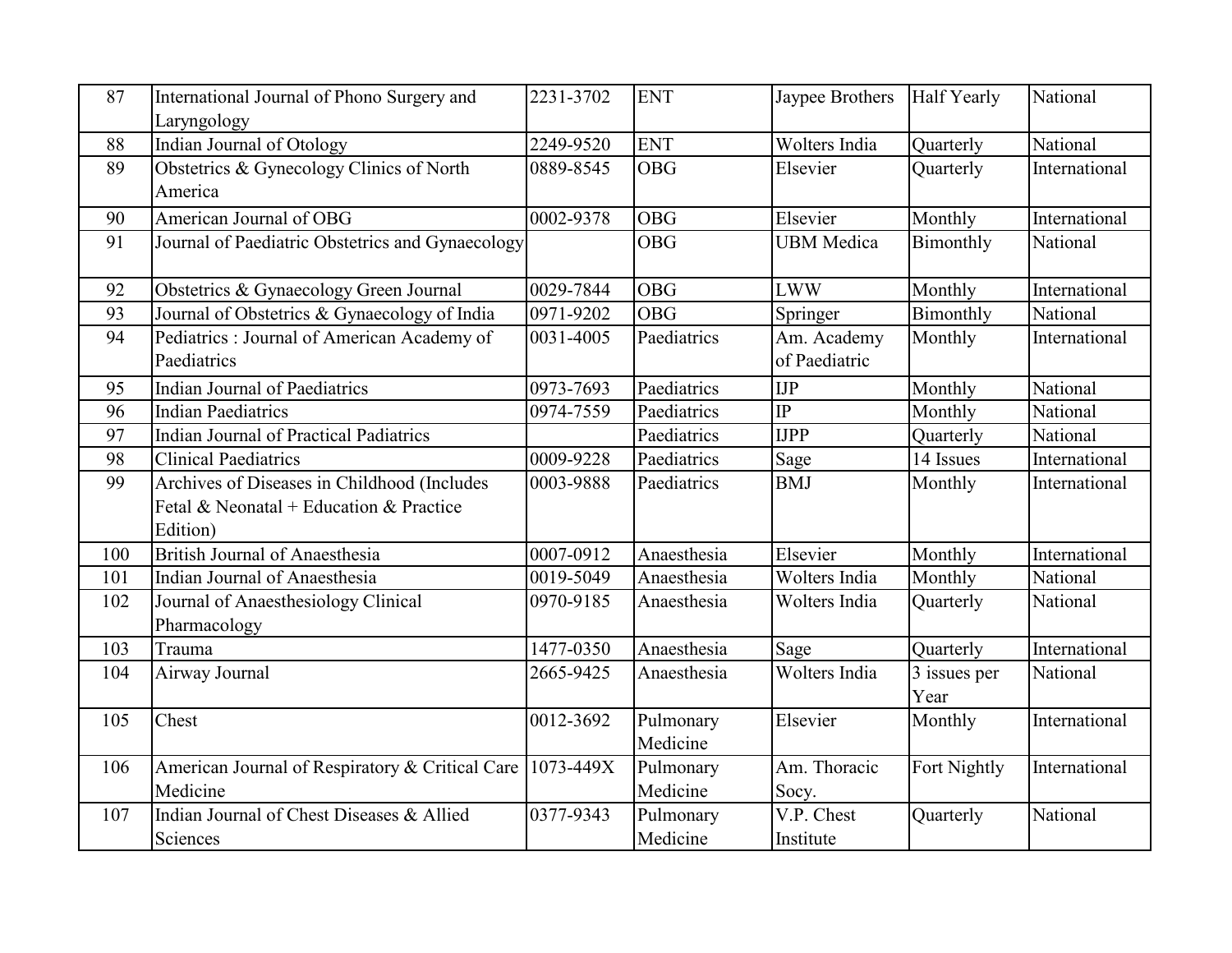| 87 | International Journal of Phono Surgery and Laryngology | 2231-3702 | ENT | Jaypee Brothers | Half Yearly | National |
|---|---|---|---|---|---|---|
| 88 | Indian Journal of Otology | 2249-9520 | ENT | Wolters India | Quarterly | National |
| 89 | Obstetrics & Gynecology Clinics of North America | 0889-8545 | OBG | Elsevier | Quarterly | International |
| 90 | American Journal of OBG | 0002-9378 | OBG | Elsevier | Monthly | International |
| 91 | Journal of Paediatric Obstetrics and Gynaecology | | OBG | UBM Medica | Bimonthly | National |
| 92 | Obstetrics & Gynaecology Green Journal | 0029-7844 | OBG | LWW | Monthly | International |
| 93 | Journal of Obstetrics & Gynaecology of India | 0971-9202 | OBG | Springer | Bimonthly | National |
| 94 | Pediatrics : Journal of American Academy of Paediatrics | 0031-4005 | Paediatrics | Am. Academy of Paediatric | Monthly | International |
| 95 | Indian Journal of Paediatrics | 0973-7693 | Paediatrics | IJP | Monthly | National |
| 96 | Indian Paediatrics | 0974-7559 | Paediatrics | IP | Monthly | National |
| 97 | Indian Journal of Practical Padiatrics | | Paediatrics | IJPP | Quarterly | National |
| 98 | Clinical Paediatrics | 0009-9228 | Paediatrics | Sage | 14 Issues | International |
| 99 | Archives of Diseases in Childhood (Includes Fetal & Neonatal + Education & Practice Edition) | 0003-9888 | Paediatrics | BMJ | Monthly | International |
| 100 | British Journal of Anaesthesia | 0007-0912 | Anaesthesia | Elsevier | Monthly | International |
| 101 | Indian Journal of Anaesthesia | 0019-5049 | Anaesthesia | Wolters India | Monthly | National |
| 102 | Journal of Anaesthesiology Clinical Pharmacology | 0970-9185 | Anaesthesia | Wolters India | Quarterly | National |
| 103 | Trauma | 1477-0350 | Anaesthesia | Sage | Quarterly | International |
| 104 | Airway Journal | 2665-9425 | Anaesthesia | Wolters India | 3 issues per Year | National |
| 105 | Chest | 0012-3692 | Pulmonary Medicine | Elsevier | Monthly | International |
| 106 | American Journal of Respiratory & Critical Care Medicine | 1073-449X | Pulmonary Medicine | Am. Thoracic Socy. | Fort Nightly | International |
| 107 | Indian Journal of Chest Diseases & Allied Sciences | 0377-9343 | Pulmonary Medicine | V.P. Chest Institute | Quarterly | National |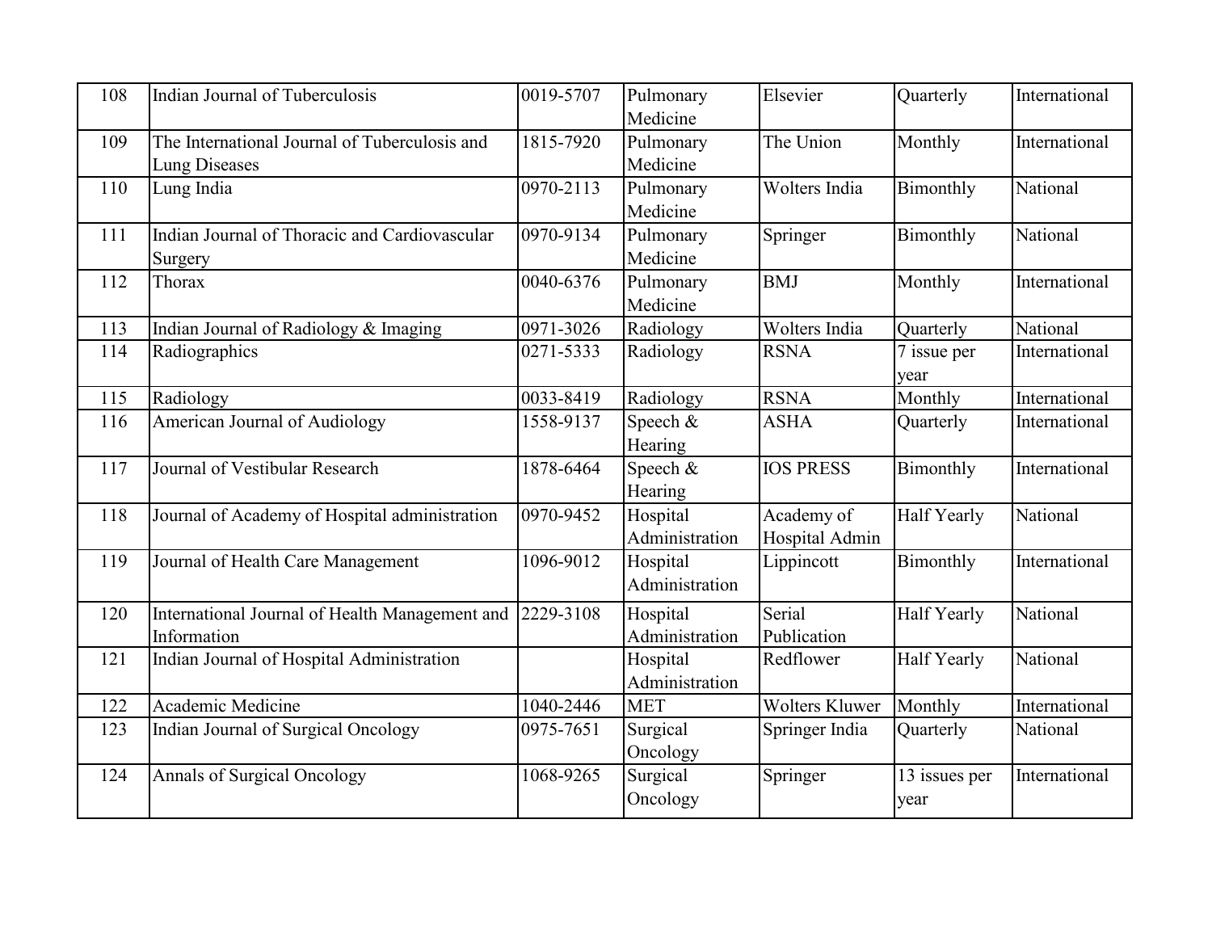| 108 | Indian Journal of Tuberculosis | 0019-5707 | Pulmonary Medicine | Elsevier | Quarterly | International |
|---|---|---|---|---|---|---|
| 109 | The International Journal of Tuberculosis and Lung Diseases | 1815-7920 | Pulmonary Medicine | The Union | Monthly | International |
| 110 | Lung India | 0970-2113 | Pulmonary Medicine | Wolters India | Bimonthly | National |
| 111 | Indian Journal of Thoracic and Cardiovascular Surgery | 0970-9134 | Pulmonary Medicine | Springer | Bimonthly | National |
| 112 | Thorax | 0040-6376 | Pulmonary Medicine | BMJ | Monthly | International |
| 113 | Indian Journal of Radiology & Imaging | 0971-3026 | Radiology | Wolters India | Quarterly | National |
| 114 | Radiographics | 0271-5333 | Radiology | RSNA | 7 issue per year | International |
| 115 | Radiology | 0033-8419 | Radiology | RSNA | Monthly | International |
| 116 | American Journal of Audiology | 1558-9137 | Speech & Hearing | ASHA | Quarterly | International |
| 117 | Journal of Vestibular Research | 1878-6464 | Speech & Hearing | IOS PRESS | Bimonthly | International |
| 118 | Journal of Academy of Hospital administration | 0970-9452 | Hospital Administration | Academy of Hospital Admin | Half Yearly | National |
| 119 | Journal of Health Care Management | 1096-9012 | Hospital Administration | Lippincott | Bimonthly | International |
| 120 | International Journal of Health Management and Information | 2229-3108 | Hospital Administration | Serial Publication | Half Yearly | National |
| 121 | Indian Journal of Hospital Administration | | Hospital Administration | Redflower | Half Yearly | National |
| 122 | Academic Medicine | 1040-2446 | MET | Wolters Kluwer | Monthly | International |
| 123 | Indian Journal of Surgical Oncology | 0975-7651 | Surgical Oncology | Springer India | Quarterly | National |
| 124 | Annals of Surgical Oncology | 1068-9265 | Surgical Oncology | Springer | 13 issues per year | International |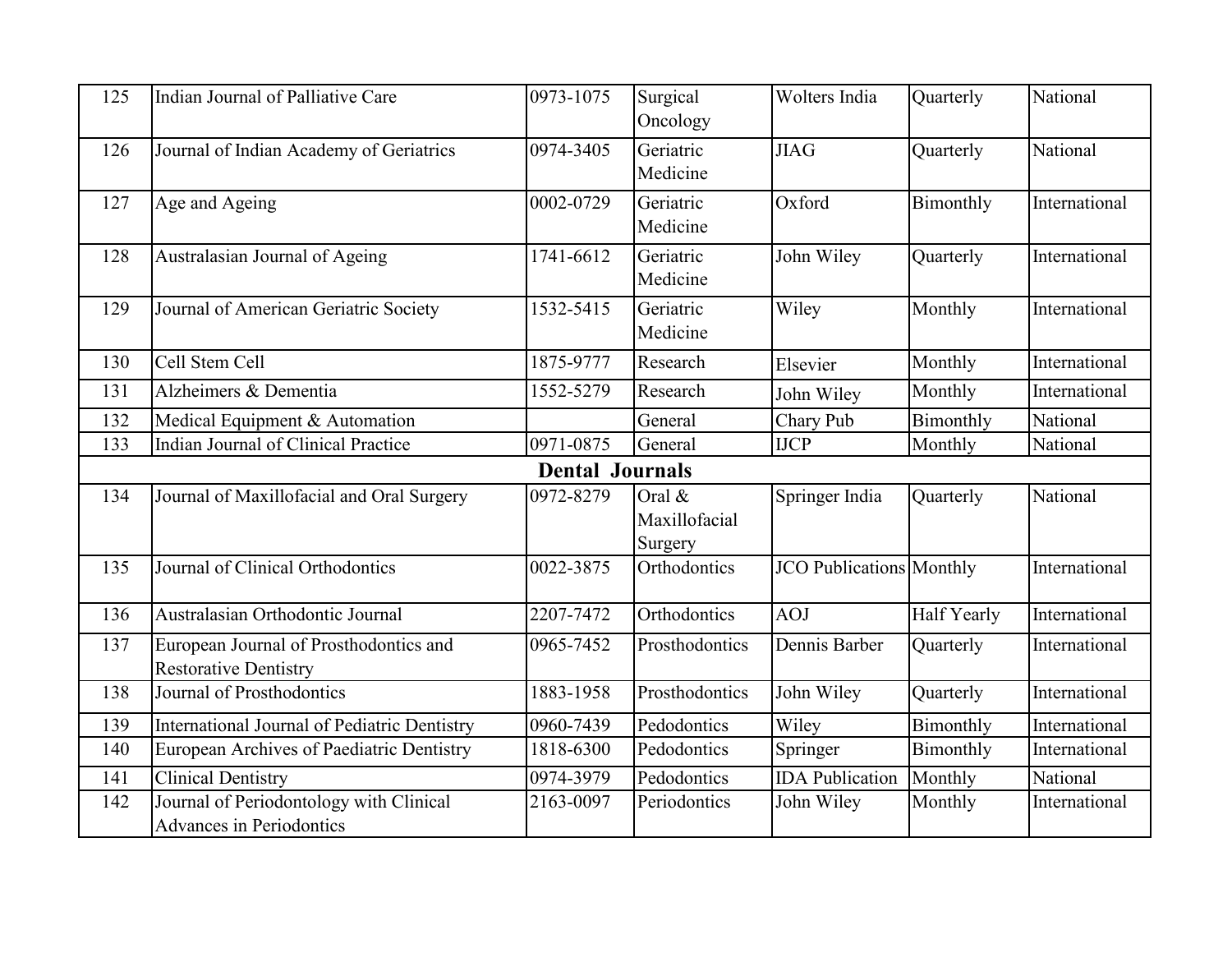| 125 | Indian Journal of Palliative Care | 0973-1075 | Surgical Oncology | Wolters India | Quarterly | National |
|---|---|---|---|---|---|---|
| 126 | Journal of Indian Academy of Geriatrics | 0974-3405 | Geriatric Medicine | JIAG | Quarterly | National |
| 127 | Age and Ageing | 0002-0729 | Geriatric Medicine | Oxford | Bimonthly | International |
| 128 | Australasian Journal of Ageing | 1741-6612 | Geriatric Medicine | John Wiley | Quarterly | International |
| 129 | Journal of American Geriatric Society | 1532-5415 | Geriatric Medicine | Wiley | Monthly | International |
| 130 | Cell Stem Cell | 1875-9777 | Research | Elsevier | Monthly | International |
| 131 | Alzheimers & Dementia | 1552-5279 | Research | John Wiley | Monthly | International |
| 132 | Medical Equipment & Automation | | General | Chary Pub | Bimonthly | National |
| 133 | Indian Journal of Clinical Practice | 0971-0875 | General | IJCP | Monthly | National |
| | **Dental Journals** | | | | | |
| 134 | Journal of Maxillofacial and Oral Surgery | 0972-8279 | Oral & Maxillofacial Surgery | Springer India | Quarterly | National |
| 135 | Journal of Clinical Orthodontics | 0022-3875 | Orthodontics | JCO Publications | Monthly | International |
| 136 | Australasian Orthodontic Journal | 2207-7472 | Orthodontics | AOJ | Half Yearly | International |
| 137 | European Journal of Prosthodontics and Restorative Dentistry | 0965-7452 | Prosthodontics | Dennis Barber | Quarterly | International |
| 138 | Journal of Prosthodontics | 1883-1958 | Prosthodontics | John Wiley | Quarterly | International |
| 139 | International Journal of Pediatric Dentistry | 0960-7439 | Pedodontics | Wiley | Bimonthly | International |
| 140 | European Archives of Paediatric Dentistry | 1818-6300 | Pedodontics | Springer | Bimonthly | International |
| 141 | Clinical Dentistry | 0974-3979 | Pedodontics | IDA Publication | Monthly | National |
| 142 | Journal of Periodontology with Clinical Advances in Periodontics | 2163-0097 | Periodontics | John Wiley | Monthly | International |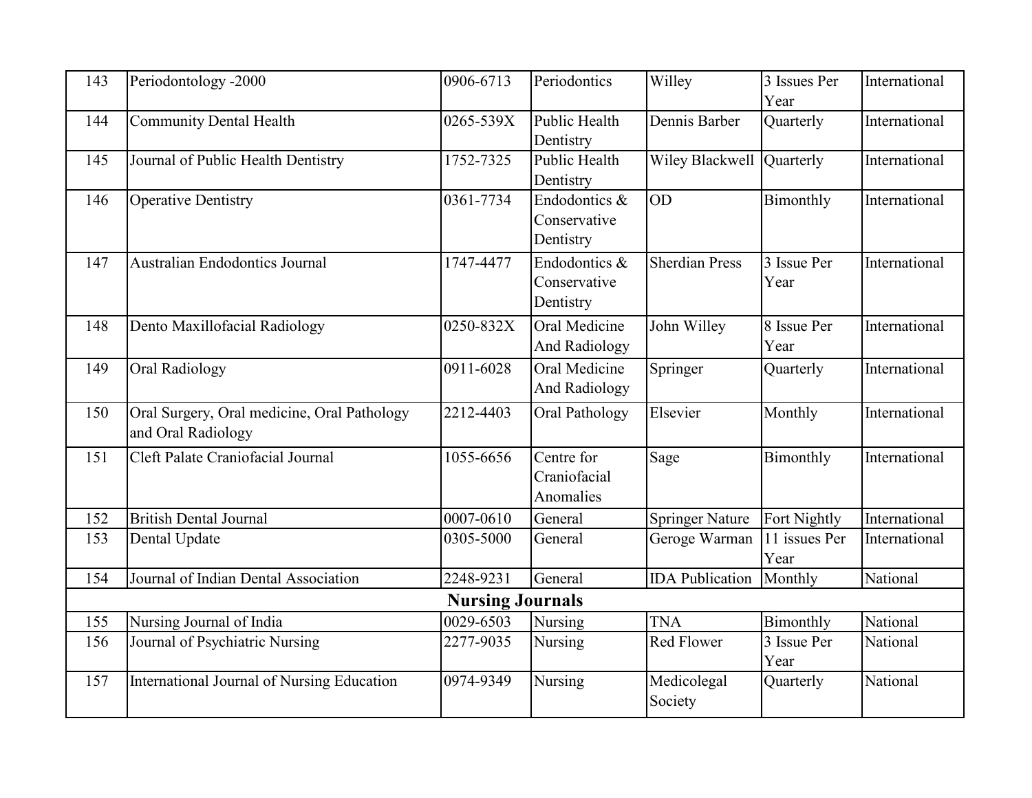| 143 | Periodontology -2000 | 0906-6713 | Periodontics | Willey | 3 Issues Per Year | International |
|---|---|---|---|---|---|---|
| 144 | Community Dental Health | 0265-539X | Public Health Dentistry | Dennis Barber | Quarterly | International |
| 145 | Journal of Public Health Dentistry | 1752-7325 | Public Health Dentistry | Wiley Blackwell | Quarterly | International |
| 146 | Operative Dentistry | 0361-7734 | Endodontics & Conservative Dentistry | OD | Bimonthly | International |
| 147 | Australian Endodontics Journal | 1747-4477 | Endodontics & Conservative Dentistry | Sherdian Press | 3 Issue Per Year | International |
| 148 | Dento Maxillofacial Radiology | 0250-832X | Oral Medicine And Radiology | John Willey | 8 Issue Per Year | International |
| 149 | Oral Radiology | 0911-6028 | Oral Medicine And Radiology | Springer | Quarterly | International |
| 150 | Oral Surgery, Oral medicine, Oral Pathology and Oral Radiology | 2212-4403 | Oral Pathology | Elsevier | Monthly | International |
| 151 | Cleft Palate Craniofacial Journal | 1055-6656 | Centre for Craniofacial Anomalies | Sage | Bimonthly | International |
| 152 | British Dental Journal | 0007-0610 | General | Springer Nature | Fort Nightly | International |
| 153 | Dental Update | 0305-5000 | General | Geroge Warman | 11 issues Per Year | International |
| 154 | Journal of Indian Dental Association | 2248-9231 | General | IDA Publication | Monthly | National |
| **Nursing Journals** | | | | | | |
| 155 | Nursing Journal of India | 0029-6503 | Nursing | TNA | Bimonthly | National |
| 156 | Journal of Psychiatric Nursing | 2277-9035 | Nursing | Red Flower | 3 Issue Per Year | National |
| 157 | International Journal of Nursing Education | 0974-9349 | Nursing | Medicolegal Society | Quarterly | National |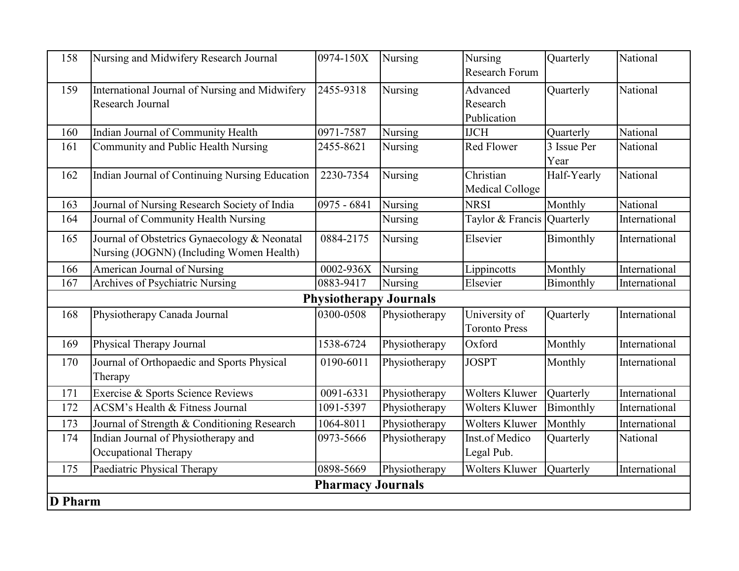| 158 | Nursing and Midwifery Research Journal | 0974-150X | Nursing | Nursing Research Forum | Quarterly | National |
|---|---|---|---|---|---|---|
| 159 | International Journal of Nursing and Midwifery Research Journal | 2455-9318 | Nursing | Advanced Research Publication | Quarterly | National |
| 160 | Indian Journal of Community Health | 0971-7587 | Nursing | IJCH | Quarterly | National |
| 161 | Community and Public Health Nursing | 2455-8621 | Nursing | Red Flower | 3 Issue Per Year | National |
| 162 | Indian Journal of Continuing Nursing Education | 2230-7354 | Nursing | Christian Medical Colloge | Half-Yearly | National |
| 163 | Journal of Nursing Research Society of India | 0975 - 6841 | Nursing | NRSI | Monthly | National |
| 164 | Journal of Community Health Nursing | | Nursing | Taylor & Francis | Quarterly | International |
| 165 | Journal of Obstetrics Gynaecology & Neonatal Nursing (JOGNN) (Including Women Health) | 0884-2175 | Nursing | Elsevier | Bimonthly | International |
| 166 | American Journal of Nursing | 0002-936X | Nursing | Lippincotts | Monthly | International |
| 167 | Archives of Psychiatric Nursing | 0883-9417 | Nursing | Elsevier | Bimonthly | International |
| **Physiotherapy Journals** | | | | | | |
| 168 | Physiotherapy Canada Journal | 0300-0508 | Physiotherapy | University of Toronto Press | Quarterly | International |
| 169 | Physical Therapy Journal | 1538-6724 | Physiotherapy | Oxford | Monthly | International |
| 170 | Journal of Orthopaedic and Sports Physical Therapy | 0190-6011 | Physiotherapy | JOSPT | Monthly | International |
| 171 | Exercise & Sports Science Reviews | 0091-6331 | Physiotherapy | Wolters Kluwer | Quarterly | International |
| 172 | ACSM's Health & Fitness Journal | 1091-5397 | Physiotherapy | Wolters Kluwer | Bimonthly | International |
| 173 | Journal of Strength & Conditioning Research | 1064-8011 | Physiotherapy | Wolters Kluwer | Monthly | International |
| 174 | Indian Journal of Physiotherapy and Occupational Therapy | 0973-5666 | Physiotherapy | Inst.of Medico Legal Pub. | Quarterly | National |
| 175 | Paediatric Physical Therapy | 0898-5669 | Physiotherapy | Wolters Kluwer | Quarterly | International |
| **Pharmacy Journals** | | | | | | |
| **D Pharm** | | | | | | |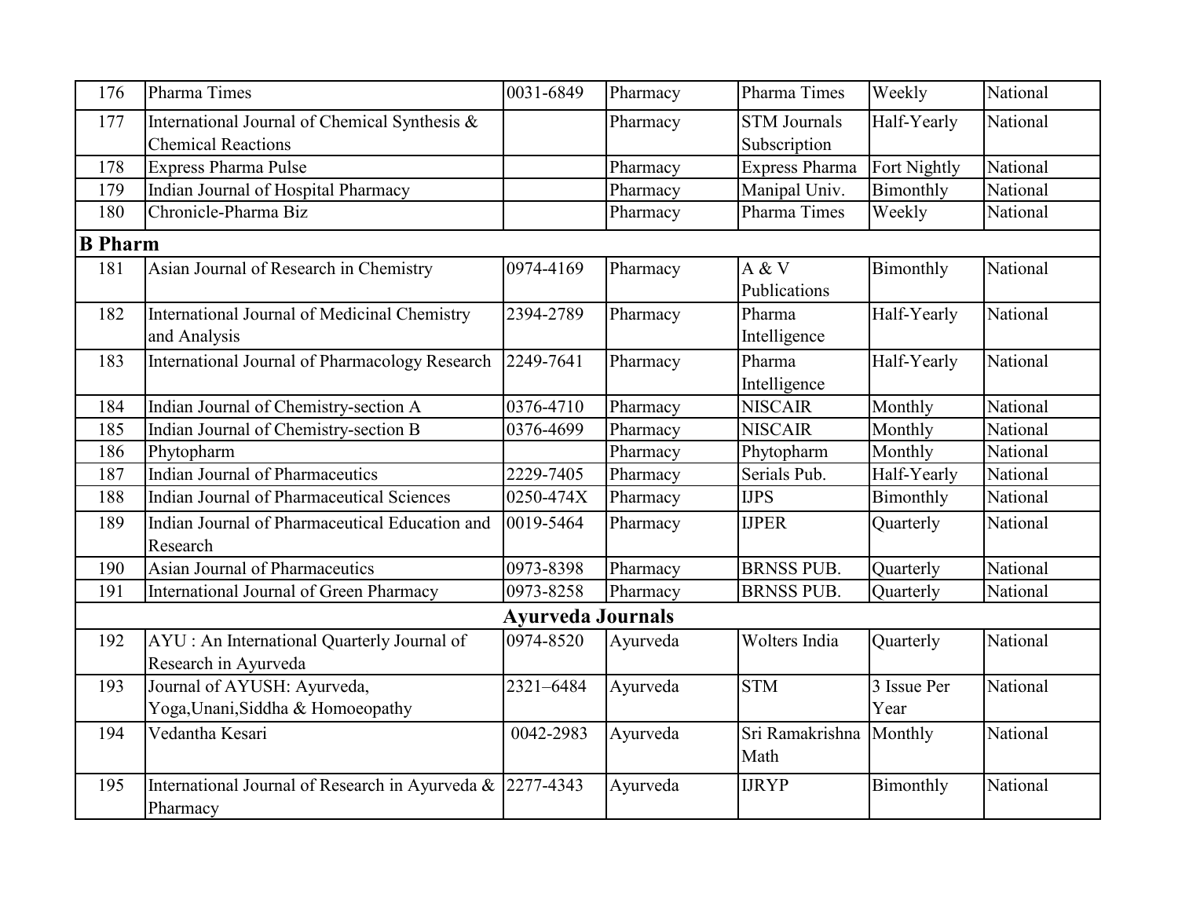| 176 | Pharma Times | 0031-6849 | Pharmacy | Pharma Times | Weekly | National |
|---|---|---|---|---|---|---|
| 177 | International Journal of Chemical Synthesis & Chemical Reactions | | Pharmacy | STM Journals Subscription | Half-Yearly | National |
| 178 | Express Pharma Pulse | | Pharmacy | Express Pharma | Fort Nightly | National |
| 179 | Indian Journal of Hospital Pharmacy | | Pharmacy | Manipal Univ. | Bimonthly | National |
| 180 | Chronicle-Pharma Biz | | Pharmacy | Pharma Times | Weekly | National |
| **B Pharm** | | | | | | |
| 181 | Asian Journal of Research in Chemistry | 0974-4169 | Pharmacy | A & V Publications | Bimonthly | National |
| 182 | International Journal of Medicinal Chemistry and Analysis | 2394-2789 | Pharmacy | Pharma Intelligence | Half-Yearly | National |
| 183 | International Journal of Pharmacology Research | 2249-7641 | Pharmacy | Pharma Intelligence | Half-Yearly | National |
| 184 | Indian Journal of Chemistry-section A | 0376-4710 | Pharmacy | NISCAIR | Monthly | National |
| 185 | Indian Journal of Chemistry-section B | 0376-4699 | Pharmacy | NISCAIR | Monthly | National |
| 186 | Phytopharm | | Pharmacy | Phytopharm | Monthly | National |
| 187 | Indian Journal of Pharmaceutics | 2229-7405 | Pharmacy | Serials Pub. | Half-Yearly | National |
| 188 | Indian Journal of Pharmaceutical Sciences | 0250-474X | Pharmacy | IJPS | Bimonthly | National |
| 189 | Indian Journal of Pharmaceutical Education and Research | 0019-5464 | Pharmacy | IJPER | Quarterly | National |
| 190 | Asian Journal of Pharmaceutics | 0973-8398 | Pharmacy | BRNSS PUB. | Quarterly | National |
| 191 | International Journal of Green Pharmacy | 0973-8258 | Pharmacy | BRNSS PUB. | Quarterly | National |
| | | **Ayurveda Journals** | | | | |
| 192 | AYU : An International Quarterly Journal of Research in Ayurveda | 0974-8520 | Ayurveda | Wolters India | Quarterly | National |
| 193 | Journal of AYUSH: Ayurveda, Yoga,Unani,Siddha & Homoeopathy | 2321–6484 | Ayurveda | STM | 3 Issue Per Year | National |
| 194 | Vedantha Kesari | 0042-2983 | Ayurveda | Sri Ramakrishna Math | Monthly | National |
| 195 | International Journal of Research in Ayurveda & Pharmacy | 2277-4343 | Ayurveda | IJRYP | Bimonthly | National |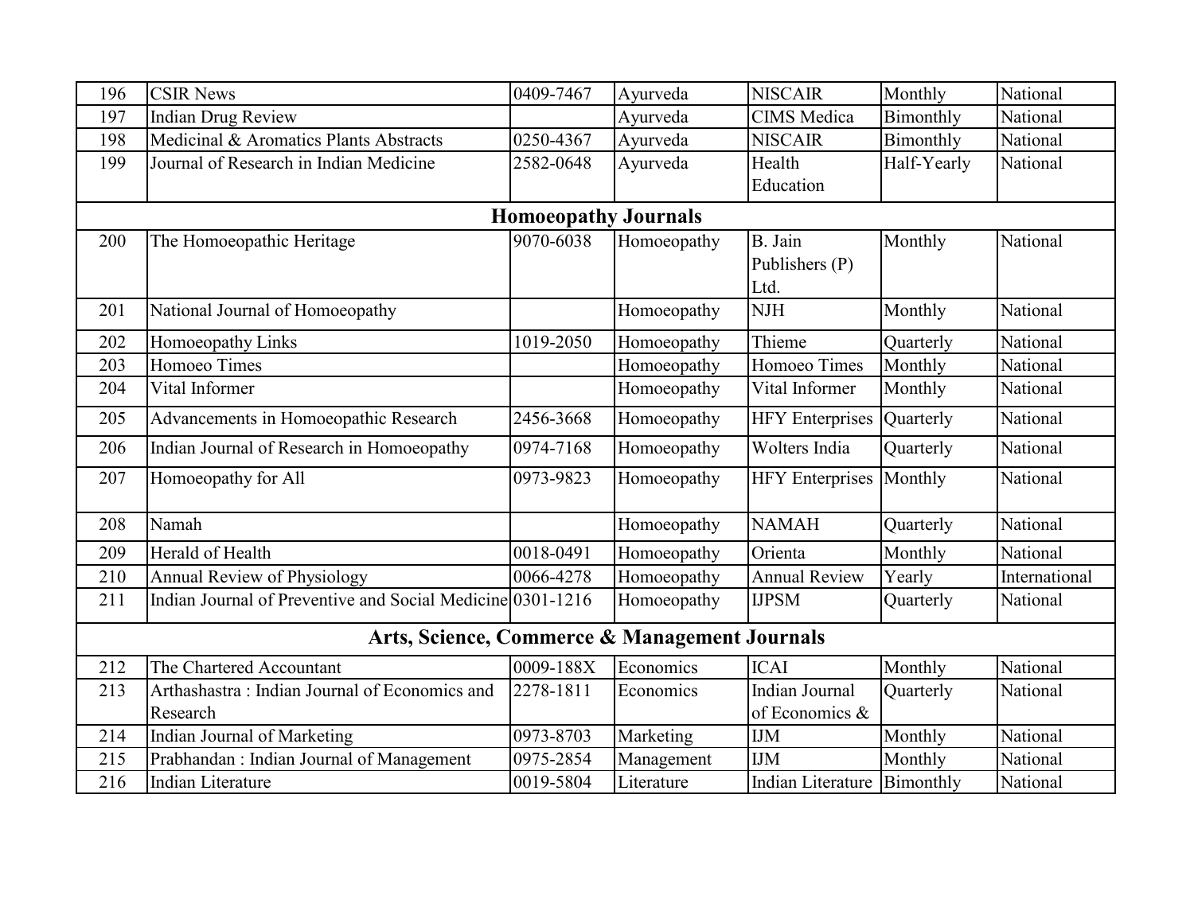| 196 | CSIR News | 0409-7467 | Ayurveda | NISCAIR | Monthly | National |
|---|---|---|---|---|---|---|
| 197 | Indian Drug Review | | Ayurveda | CIMS Medica | Bimonthly | National |
| 198 | Medicinal & Aromatics Plants Abstracts | 0250-4367 | Ayurveda | NISCAIR | Bimonthly | National |
| 199 | Journal of Research in Indian Medicine | 2582-0648 | Ayurveda | Health Education | Half-Yearly | National |
| **Homoeopathy Journals** | | | | | | |
| 200 | The Homoeopathic Heritage | 9070-6038 | Homoeopathy | B. Jain Publishers (P) Ltd. | Monthly | National |
| 201 | National Journal of Homoeopathy | | Homoeopathy | NJH | Monthly | National |
| 202 | Homoeopathy Links | 1019-2050 | Homoeopathy | Thieme | Quarterly | National |
| 203 | Homoeo Times | | Homoeopathy | Homoeo Times | Monthly | National |
| 204 | Vital Informer | | Homoeopathy | Vital Informer | Monthly | National |
| 205 | Advancements in Homoeopathic Research | 2456-3668 | Homoeopathy | HFY Enterprises | Quarterly | National |
| 206 | Indian Journal of Research in Homoeopathy | 0974-7168 | Homoeopathy | Wolters India | Quarterly | National |
| 207 | Homoeopathy for All | 0973-9823 | Homoeopathy | HFY Enterprises | Monthly | National |
| 208 | Namah | | Homoeopathy | NAMAH | Quarterly | National |
| 209 | Herald of Health | 0018-0491 | Homoeopathy | Orienta | Monthly | National |
| 210 | Annual Review of Physiology | 0066-4278 | Homoeopathy | Annual Review | Yearly | International |
| 211 | Indian Journal of Preventive and Social Medicine | 0301-1216 | Homoeopathy | IJPSM | Quarterly | National |
| **Arts, Science, Commerce & Management Journals** | | | | | | |
| 212 | The Chartered Accountant | 0009-188X | Economics | ICAI | Monthly | National |
| 213 | Arthashastra : Indian Journal of Economics and Research | 2278-1811 | Economics | Indian Journal of Economics & | Quarterly | National |
| 214 | Indian Journal of Marketing | 0973-8703 | Marketing | IJM | Monthly | National |
| 215 | Prabhandan : Indian Journal of Management | 0975-2854 | Management | IJM | Monthly | National |
| 216 | Indian Literature | 0019-5804 | Literature | Indian Literature | Bimonthly | National |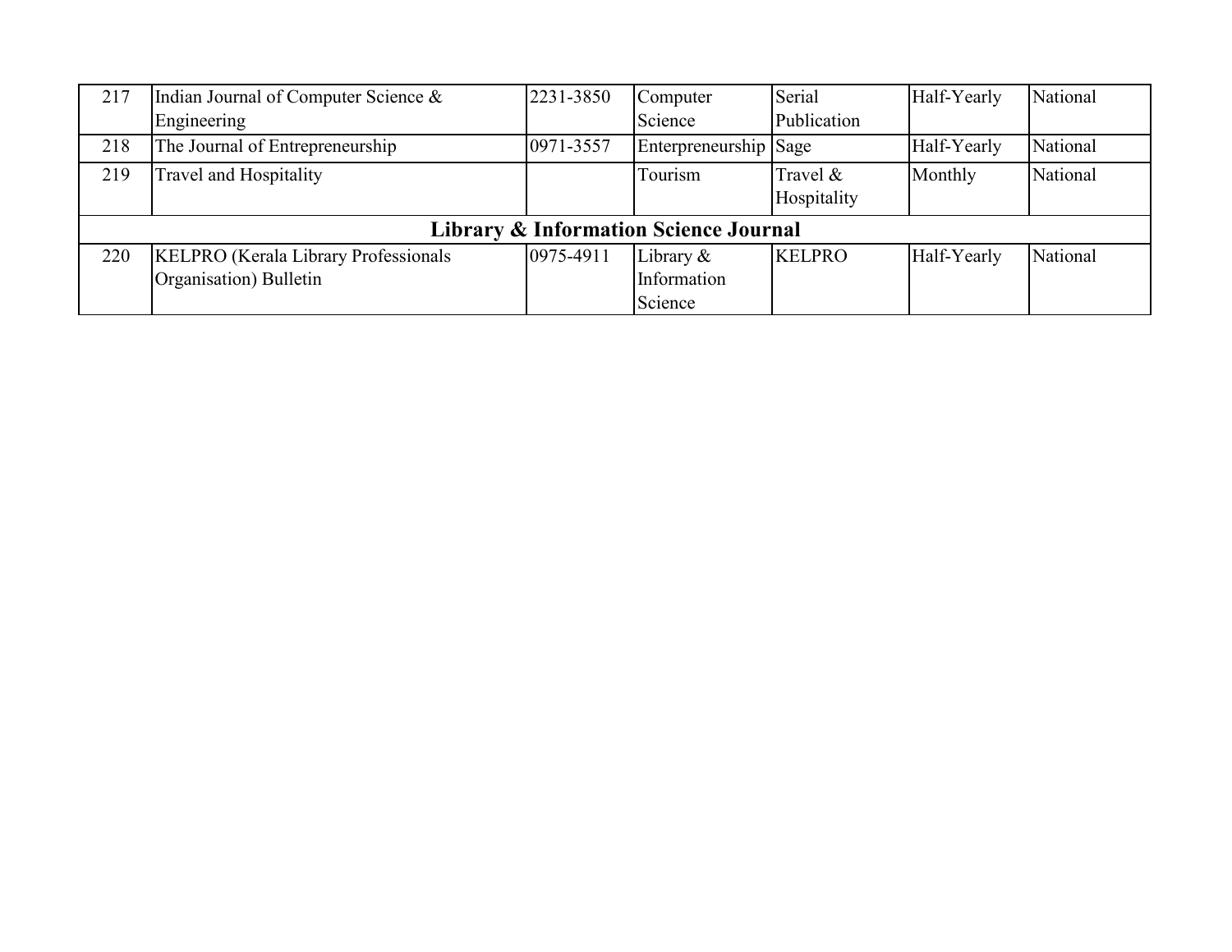| | | | | | | |
|---|---|---|---|---|---|---|
| 217 | Indian Journal of Computer Science & Engineering | 2231-3850 | Computer Science | Serial Publication | Half-Yearly | National |
| 218 | The Journal of Entrepreneurship | 0971-3557 | Enterpreneurship | Sage | Half-Yearly | National |
| 219 | Travel and Hospitality | | Tourism | Travel & Hospitality | Monthly | National |
| **Library & Information Science Journal** | | | | | | |
| 220 | KELPRO (Kerala Library Professionals Organisation) Bulletin | 0975-4911 | Library & Information Science | KELPRO | Half-Yearly | National |